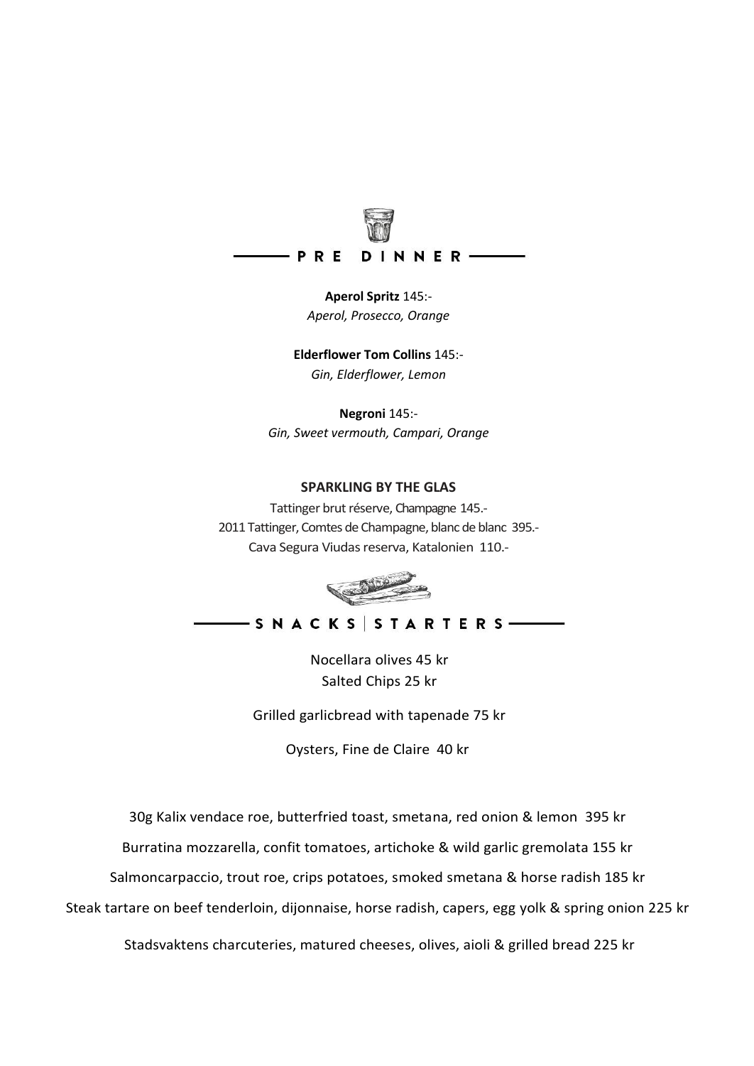## PRE DINNER

**Aperol Spritz** 145:-
*Aperol, Prosecco, Orange*

**Elderflower Tom Collins** 145:-
*Gin, Elderflower, Lemon*

**Negroni** 145:-
*Gin, Sweet vermouth, Campari, Orange*

**SPARKLING BY THE GLAS**

Tattinger brut réserve, Champagne 145.-
2011 Tattinger, Comtes de Champagne, blanc de blanc 395.-
Cava Segura Viudas reserva, Katalonien 110.-

## SNACKS | STARTERS

Nocellara olives 45 kr
Salted Chips 25 kr

Grilled garlicbread with tapenade 75 kr

Oysters, Fine de Claire 40 kr

30g Kalix vendace roe, butterfried toast, smetana, red onion & lemon 395 kr

Burratina mozzarella, confit tomatoes, artichoke & wild garlic gremolata 155 kr

Salmoncarpaccio, trout roe, crips potatoes, smoked smetana & horse radish 185 kr

Steak tartare on beef tenderloin, dijonnaise, horse radish, capers, egg yolk & spring onion 225 kr

Stadsvaktens charcuteries, matured cheeses, olives, aioli & grilled bread 225 kr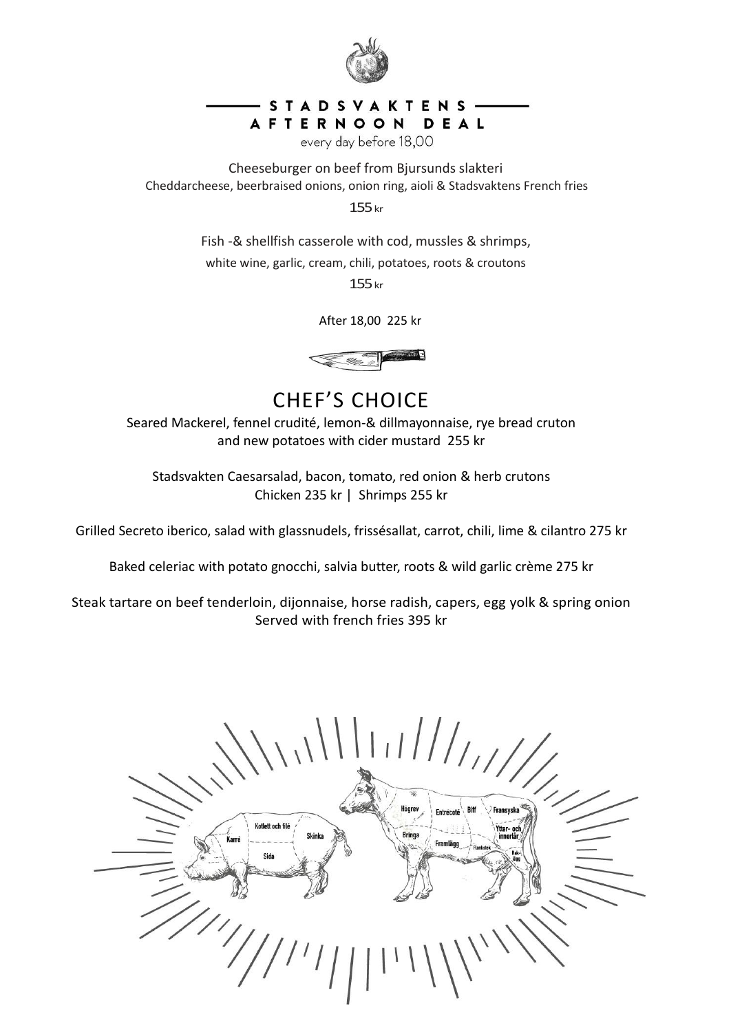## STADSVAKTENS AFTERNOON DEAL

every day before 18,00

Cheeseburger on beef from Bjursunds slakteri
Cheddarcheese, beerbraised onions, onion ring, aioli & Stadsvaktens French fries
155 kr

Fish -& shellfish casserole with cod, mussles & shrimps,
white wine, garlic, cream, chili, potatoes, roots & croutons
155 kr

After 18,00 225 kr

## CHEF'S CHOICE

Seared Mackerel, fennel crudité, lemon-& dillmayonnaise, rye bread cruton and new potatoes with cider mustard 255 kr

Stadsvakten Caesarsalad, bacon, tomato, red onion & herb crutons
Chicken 235 kr | Shrimps 255 kr

Grilled Secreto iberico, salad with glassnudels, frissésallat, carrot, chili, lime & cilantro 275 kr

Baked celeriac with potato gnocchi, salvia butter, roots & wild garlic crème 275 kr

Steak tartare on beef tenderloin, dijonnaise, horse radish, capers, egg yolk & spring onion
Served with french fries 395 kr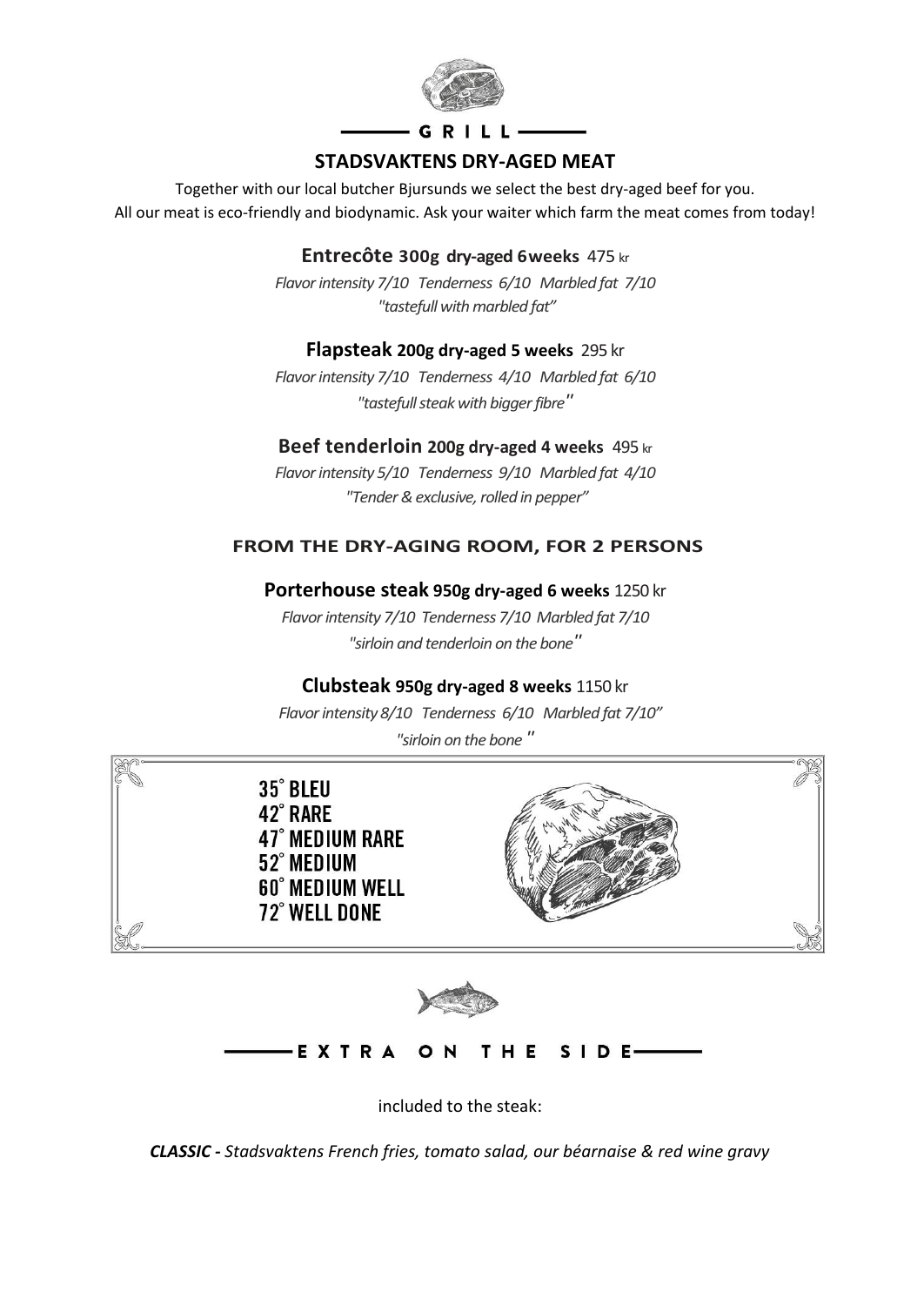GRILL

## STADSVAKTENS DRY-AGED MEAT

Together with our local butcher Bjursunds we select the best dry-aged beef for you.
All our meat is eco-friendly and biodynamic. Ask your waiter which farm the meat comes from today!

**Entrecôte 300g dry-aged 6weeks** 475 kr

*Flavor intensity 7/10 Tenderness 6/10 Marbled fat 7/10*
*"tastefull with marbled fat"*

**Flapsteak 200g dry-aged 5 weeks** 295 kr

*Flavor intensity 7/10 Tenderness 4/10 Marbled fat 6/10*
*"tastefull steak with bigger fibre"*

**Beef tenderloin 200g dry-aged 4 weeks** 495 kr

*Flavor intensity 5/10 Tenderness 9/10 Marbled fat 4/10*
*"Tender & exclusive, rolled in pepper"*

### FROM THE DRY-AGING ROOM, FOR 2 PERSONS

**Porterhouse steak 950g dry-aged 6 weeks** 1250 kr

*Flavor intensity 7/10 Tenderness 7/10 Marbled fat 7/10*
*"sirloin and tenderloin on the bone"*

**Clubsteak 950g dry-aged 8 weeks** 1150 kr

*Flavor intensity 8/10 Tenderness 6/10 Marbled fat 7/10"*
*"sirloin on the bone "*

35° BLEU
42° RARE
47° MEDIUM RARE
52° MEDIUM
60° MEDIUM WELL
72° WELL DONE

EXTRA ON THE SIDE

included to the steak:

***CLASSIC** - Stadsvaktens French fries, tomato salad, our béarnaise & red wine gravy*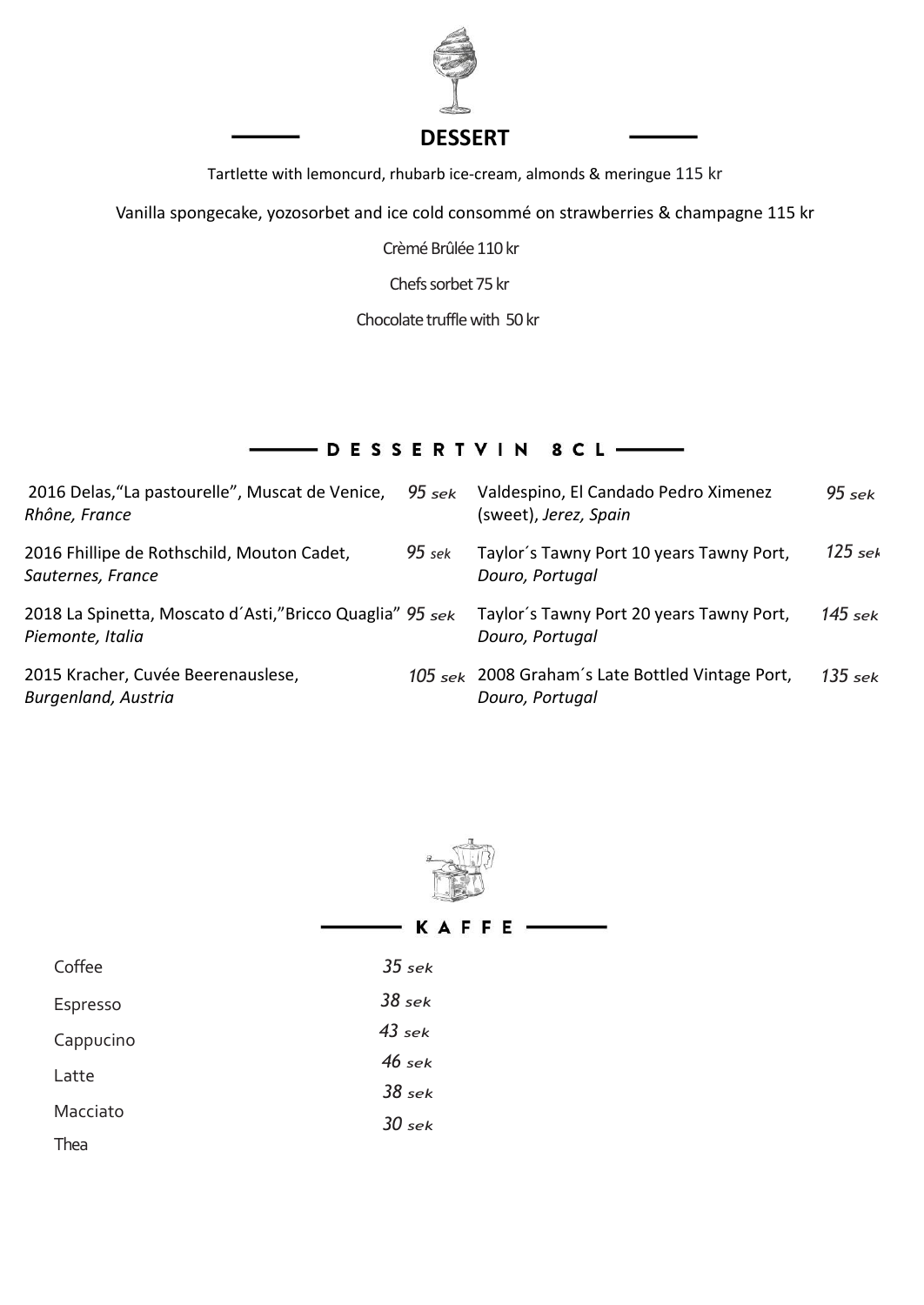## DESSERT

Tartlette with lemoncurd, rhubarb ice-cream, almonds & meringue 115 kr

Vanilla spongecake, yozosorbet and ice cold consommé on strawberries & champagne 115 kr

Crèmé Brûlée 110 kr

Chefs sorbet 75 kr

Chocolate truffle with 50 kr

## DESSERTVIN 8CL

| | |
|---|---|
| 2016 Delas,"La pastourelle", Muscat de Venice, *Rhône, France* | *95 sek* |
| 2016 Fhillipe de Rothschild, Mouton Cadet, *Sauternes, France* | *95 sek* |
| 2018 La Spinetta, Moscato d´Asti,"Bricco Quaglia" *Piemonte, Italia* | *95 sek* |
| 2015 Kracher, Cuvée Beerenauslese, *Burgenland, Austria* | *105 sek* |
| Valdespino, El Candado Pedro Ximenez (sweet), *Jerez, Spain* | *95 sek* |
| Taylor´s Tawny Port 10 years Tawny Port, *Douro, Portugal* | *125 sek* |
| Taylor´s Tawny Port 20 years Tawny Port, *Douro, Portugal* | *145 sek* |
| 2008 Graham´s Late Bottled Vintage Port, *Douro, Portugal* | *135 sek* |

## KAFFE

| | |
|---|---|
| Coffee | *35 sek* |
| Espresso | *38 sek* |
| Cappucino | *43 sek* |
| Latte | *46 sek* |
| Macciato | *38 sek* |
| Thea | *30 sek* |